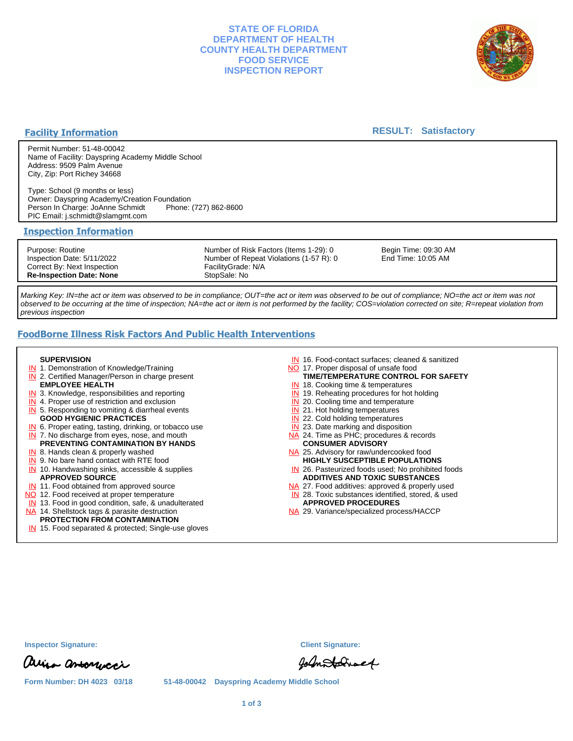# STATE OF FLORIDA
# DEPARTMENT OF HEALTH
# COUNTY HEALTH DEPARTMENT
# FOOD SERVICE
# INSPECTION REPORT

## Facility Information

**RESULT: Satisfactory**

Permit Number: 51-48-00042
Name of Facility: Dayspring Academy Middle School
Address: 9509 Palm Avenue
City, Zip: Port Richey 34668

Type: School (9 months or less)
Owner: Dayspring Academy/Creation Foundation
Person In Charge: JoAnne Schmidt Phone: (727) 862-8600
PIC Email: j.schmidt@slamgmt.com

## Inspection Information

Purpose: Routine
Inspection Date: 5/11/2022
Correct By: Next Inspection
**Re-Inspection Date: None**

Number of Risk Factors (Items 1-29): 0
Number of Repeat Violations (1-57 R): 0
FacilityGrade: N/A
StopSale: No

Begin Time: 09:30 AM
End Time: 10:05 AM

*Marking Key: IN=the act or item was observed to be in compliance; OUT=the act or item was observed to be out of compliance; NO=the act or item was not observed to be occurring at the time of inspection; NA=the act or item is not performed by the facility; COS=violation corrected on site; R=repeat violation from previous inspection*

## FoodBorne Illness Risk Factors And Public Health Interventions

**SUPERVISION**
- IN 1. Demonstration of Knowledge/Training
- IN 2. Certified Manager/Person in charge present

**EMPLOYEE HEALTH**
- IN 3. Knowledge, responsibilities and reporting
- IN 4. Proper use of restriction and exclusion
- IN 5. Responding to vomiting & diarrheal events

**GOOD HYGIENIC PRACTICES**
- IN 6. Proper eating, tasting, drinking, or tobacco use
- IN 7. No discharge from eyes, nose, and mouth

**PREVENTING CONTAMINATION BY HANDS**
- IN 8. Hands clean & properly washed
- IN 9. No bare hand contact with RTE food
- IN 10. Handwashing sinks, accessible & supplies

**APPROVED SOURCE**
- IN 11. Food obtained from approved source
- NO 12. Food received at proper temperature
- IN 13. Food in good condition, safe, & unadulterated
- NA 14. Shellstock tags & parasite destruction

**PROTECTION FROM CONTAMINATION**
- IN 15. Food separated & protected; Single-use gloves
- IN 16. Food-contact surfaces; cleaned & sanitized
- NO 17. Proper disposal of unsafe food

**TIME/TEMPERATURE CONTROL FOR SAFETY**
- IN 18. Cooking time & temperatures
- IN 19. Reheating procedures for hot holding
- IN 20. Cooling time and temperature
- IN 21. Hot holding temperatures
- IN 22. Cold holding temperatures
- IN 23. Date marking and disposition
- NA 24. Time as PHC; procedures & records

**CONSUMER ADVISORY**
- NA 25. Advisory for raw/undercooked food

**HIGHLY SUSCEPTIBLE POPULATIONS**
- IN 26. Pasteurized foods used; No prohibited foods

**ADDITIVES AND TOXIC SUBSTANCES**
- NA 27. Food additives: approved & properly used
- IN 28. Toxic substances identified, stored, & used

**APPROVED PROCEDURES**
- NA 29. Variance/specialized process/HACCP

Inspector Signature: [signature]

Client Signature: [signature]

Form Number: DH 4023 03/18 51-48-00042 Dayspring Academy Middle School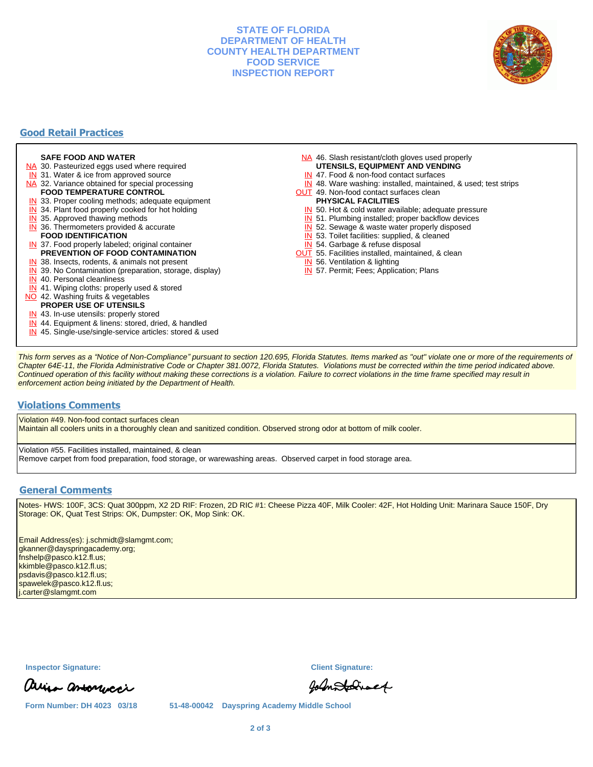# STATE OF FLORIDA
# DEPARTMENT OF HEALTH
# COUNTY HEALTH DEPARTMENT
# FOOD SERVICE
# INSPECTION REPORT

## Good Retail Practices

**SAFE FOOD AND WATER**

- NA 30. Pasteurized eggs used where required
- IN 31. Water & ice from approved source
- NA 32. Variance obtained for special processing

**FOOD TEMPERATURE CONTROL**

- IN 33. Proper cooling methods; adequate equipment
- IN 34. Plant food properly cooked for hot holding
- IN 35. Approved thawing methods
- IN 36. Thermometers provided & accurate

**FOOD IDENTIFICATION**

- IN 37. Food properly labeled; original container

**PREVENTION OF FOOD CONTAMINATION**

- IN 38. Insects, rodents, & animals not present
- IN 39. No Contamination (preparation, storage, display)
- IN 40. Personal cleanliness
- IN 41. Wiping cloths: properly used & stored
- NO 42. Washing fruits & vegetables

**PROPER USE OF UTENSILS**

- IN 43. In-use utensils: properly stored
- IN 44. Equipment & linens: stored, dried, & handled
- IN 45. Single-use/single-service articles: stored & used
- NA 46. Slash resistant/cloth gloves used properly

**UTENSILS, EQUIPMENT AND VENDING**

- IN 47. Food & non-food contact surfaces
- IN 48. Ware washing: installed, maintained, & used; test strips
- OUT 49. Non-food contact surfaces clean

**PHYSICAL FACILITIES**

- IN 50. Hot & cold water available; adequate pressure
- IN 51. Plumbing installed; proper backflow devices
- IN 52. Sewage & waste water properly disposed
- IN 53. Toilet facilities: supplied, & cleaned
- IN 54. Garbage & refuse disposal
- OUT 55. Facilities installed, maintained, & clean
- IN 56. Ventilation & lighting
- IN 57. Permit; Fees; Application; Plans

*This form serves as a "Notice of Non-Compliance" pursuant to section 120.695, Florida Statutes. Items marked as "out" violate one or more of the requirements of Chapter 64E-11, the Florida Administrative Code or Chapter 381.0072, Florida Statutes. Violations must be corrected within the time period indicated above. Continued operation of this facility without making these corrections is a violation. Failure to correct violations in the time frame specified may result in enforcement action being initiated by the Department of Health.*

## Violations Comments

Violation #49. Non-food contact surfaces clean
Maintain all coolers units in a thoroughly clean and sanitized condition. Observed strong odor at bottom of milk cooler.

Violation #55. Facilities installed, maintained, & clean
Remove carpet from food preparation, food storage, or warewashing areas. Observed carpet in food storage area.

## General Comments

Notes- HWS: 100F, 3CS: Quat 300ppm, X2 2D RIF: Frozen, 2D RIC #1: Cheese Pizza 40F, Milk Cooler: 42F, Hot Holding Unit: Marinara Sauce 150F, Dry Storage: OK, Quat Test Strips: OK, Dumpster: OK, Mop Sink: OK.

Email Address(es): j.schmidt@slamgmt.com;
gkanner@dayspringacademy.org;
fnshelp@pasco.k12.fl.us;
kkimble@pasco.k12.fl.us;
psdavis@pasco.k12.fl.us;
spawelek@pasco.k12.fl.us;
j.carter@slamgmt.com

**Inspector Signature:**

**Client Signature:**

**Form Number: DH 4023 03/18** **51-48-00042 Dayspring Academy Middle School**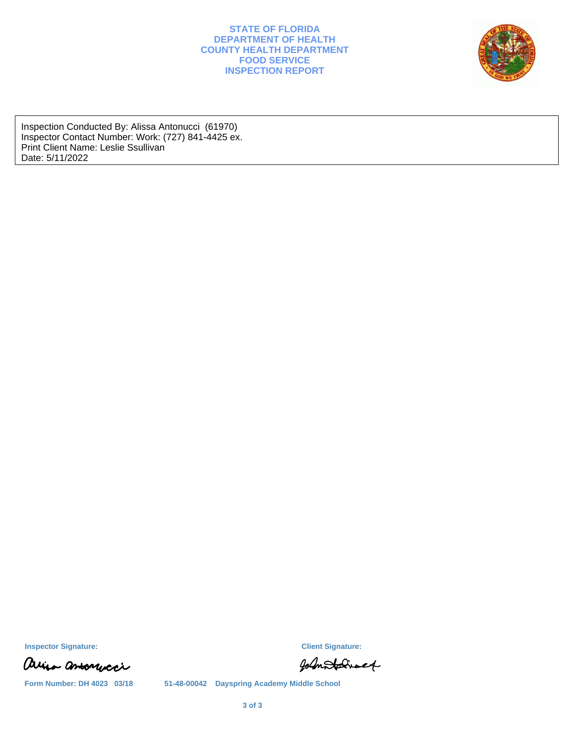**STATE OF FLORIDA**
**DEPARTMENT OF HEALTH**
**COUNTY HEALTH DEPARTMENT**
**FOOD SERVICE**
**INSPECTION REPORT**

Inspection Conducted By: Alissa Antonucci (61970)
Inspector Contact Number: Work: (727) 841-4425 ex.
Print Client Name: Leslie Ssullivan
Date: 5/11/2022

**Inspector Signature:**

**Client Signature:**

**Form Number: DH 4023 03/18** **51-48-00042 Dayspring Academy Middle School**